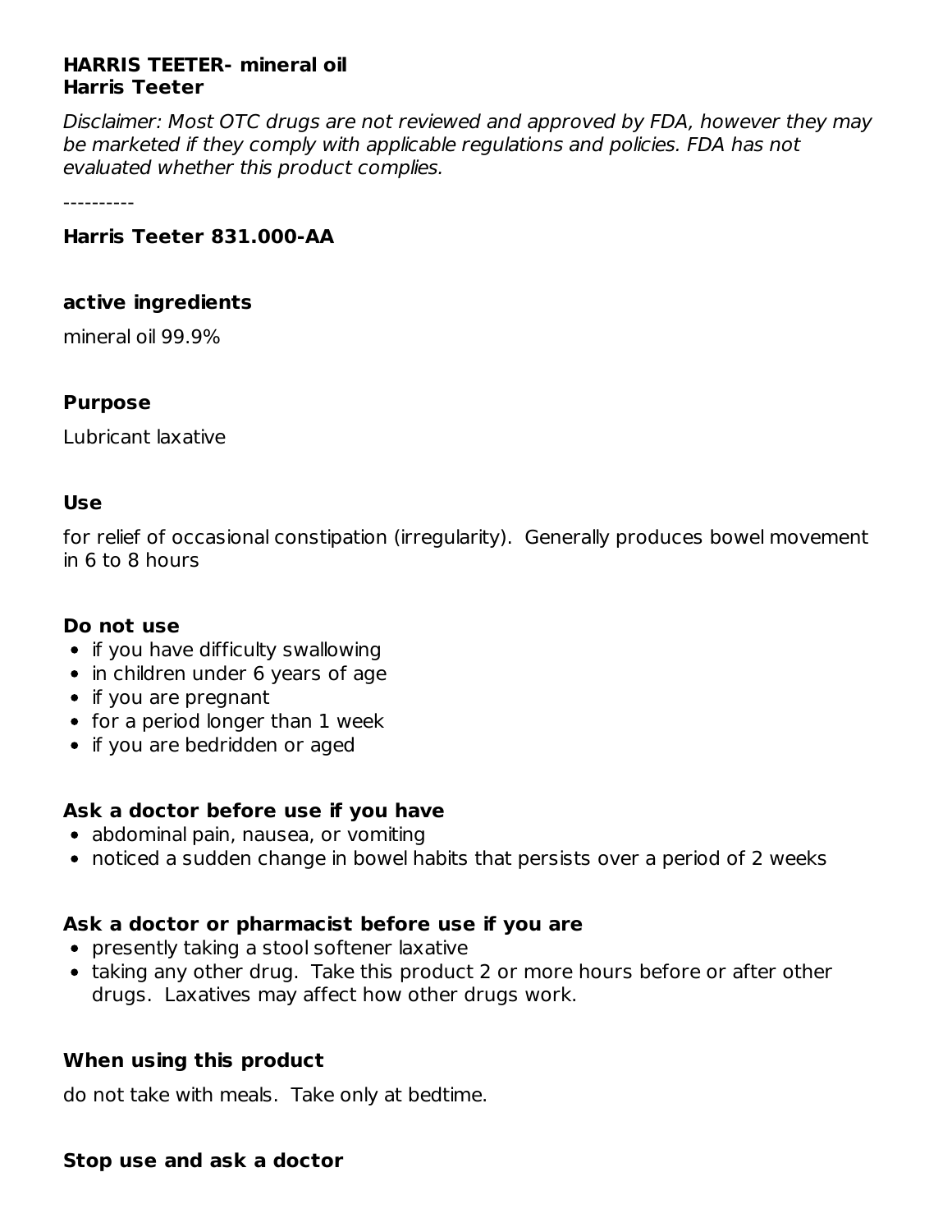**HARRIS TEETER- mineral oil**
**Harris Teeter**

*Disclaimer: Most OTC drugs are not reviewed and approved by FDA, however they may be marketed if they comply with applicable regulations and policies. FDA has not evaluated whether this product complies.*

----------

**Harris Teeter 831.000-AA**

**active ingredients**

mineral oil 99.9%

**Purpose**

Lubricant laxative

**Use**

for relief of occasional constipation (irregularity). Generally produces bowel movement in 6 to 8 hours

**Do not use**

- if you have difficulty swallowing
- in children under 6 years of age
- if you are pregnant
- for a period longer than 1 week
- if you are bedridden or aged

**Ask a doctor before use if you have**

- abdominal pain, nausea, or vomiting
- noticed a sudden change in bowel habits that persists over a period of 2 weeks

**Ask a doctor or pharmacist before use if you are**

- presently taking a stool softener laxative
- taking any other drug. Take this product 2 or more hours before or after other drugs. Laxatives may affect how other drugs work.

**When using this product**

do not take with meals. Take only at bedtime.

**Stop use and ask a doctor**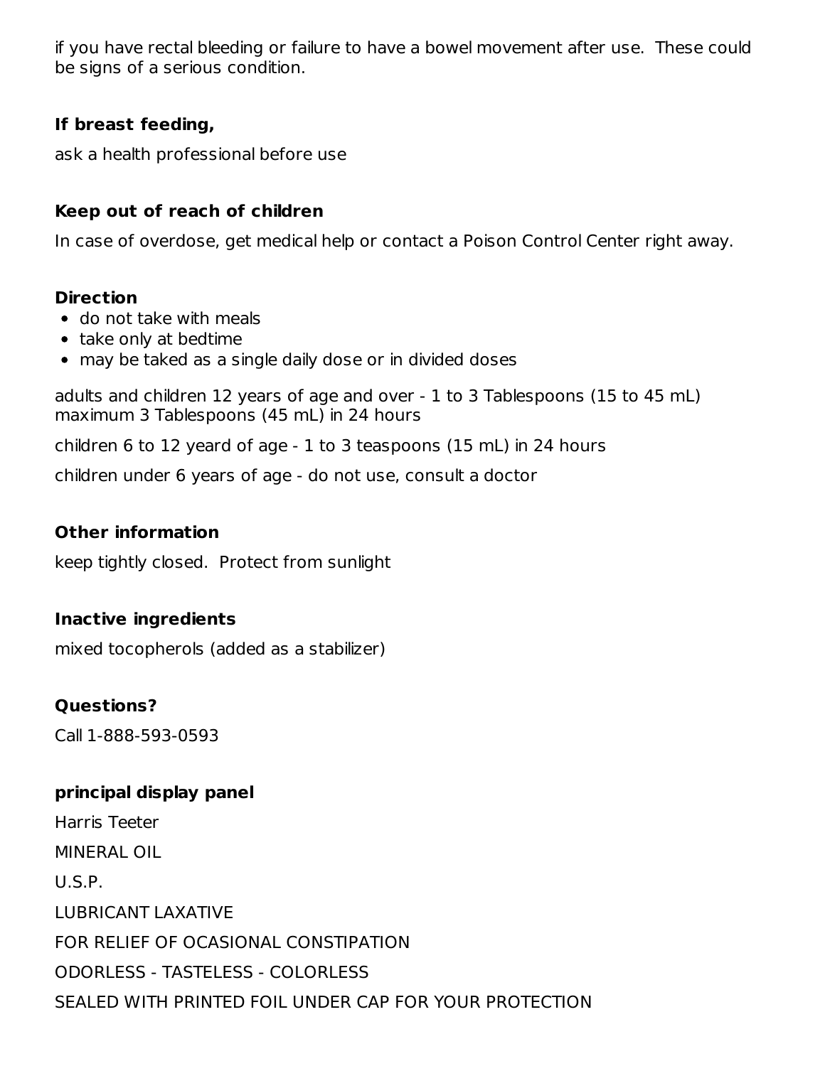if you have rectal bleeding or failure to have a bowel movement after use. These could be signs of a serious condition.

### If breast feeding,

ask a health professional before use

### Keep out of reach of children

In case of overdose, get medical help or contact a Poison Control Center right away.

### Direction

- do not take with meals
- take only at bedtime
- may be taked as a single daily dose or in divided doses

adults and children 12 years of age and over - 1 to 3 Tablespoons (15 to 45 mL) maximum 3 Tablespoons (45 mL) in 24 hours

children 6 to 12 yeard of age - 1 to 3 teaspoons (15 mL) in 24 hours

children under 6 years of age - do not use, consult a doctor

### Other information

keep tightly closed. Protect from sunlight

### Inactive ingredients

mixed tocopherols (added as a stabilizer)

### Questions?

Call 1-888-593-0593

### principal display panel

Harris Teeter

MINERAL OIL

U.S.P.

LUBRICANT LAXATIVE

FOR RELIEF OF OCASIONAL CONSTIPATION

ODORLESS - TASTELESS - COLORLESS

SEALED WITH PRINTED FOIL UNDER CAP FOR YOUR PROTECTION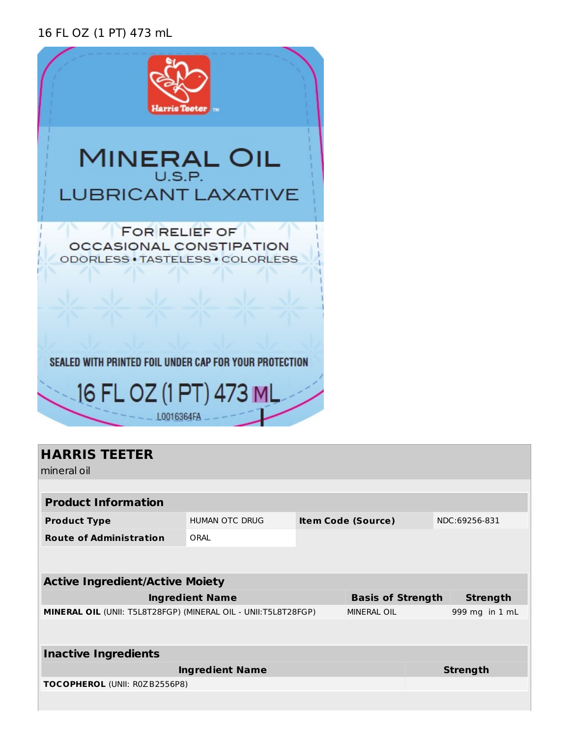16 FL OZ (1 PT) 473 mL

Harris Teeter ™

MINERAL OIL
U.S.P.
LUBRICANT LAXATIVE

FOR RELIEF OF
OCCASIONAL CONSTIPATION
ODORLESS • TASTELESS • COLORLESS

SEALED WITH PRINTED FOIL UNDER CAP FOR YOUR PROTECTION

16 FL OZ (1 PT) 473 ML

L0016364FA

## HARRIS TEETER

mineral oil

| Product Information | | | |
|---|---|---|---|
| **Product Type** | HUMAN OTC DRUG | **Item Code (Source)** | NDC:69256-831 |
| **Route of Administration** | ORAL | | |

| Active Ingredient/Active Moiety | | |
|---|---|---|
| **Ingredient Name** | **Basis of Strength** | **Strength** |
| **MINERAL OIL** (UNII: T5L8T28FGP) (MINERAL OIL - UNII:T5L8T28FGP) | MINERAL OIL | 999 mg in 1 mL |

| Inactive Ingredients | |
|---|---|
| **Ingredient Name** | **Strength** |
| **TOCOPHEROL** (UNII: R0ZB2556P8) | |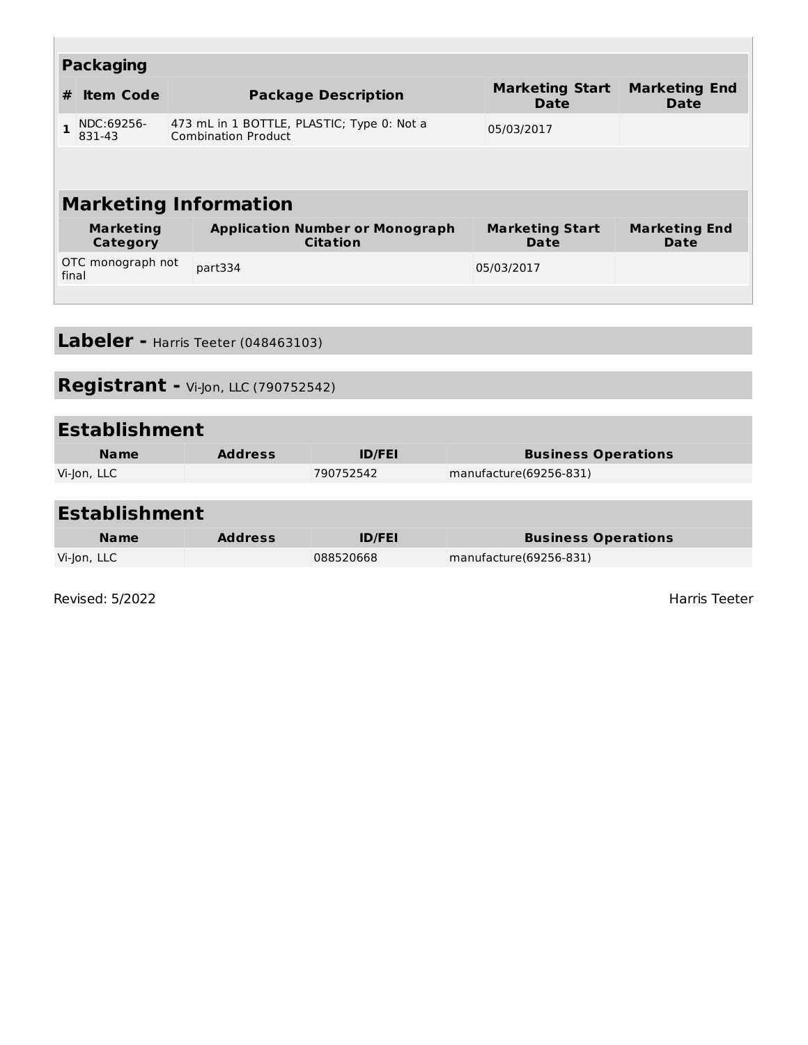## Packaging

| # | Item Code | Package Description | Marketing Start Date | Marketing End Date |
|---|---|---|---|---|
| 1 | NDC:69256-831-43 | 473 mL in 1 BOTTLE, PLASTIC; Type 0: Not a Combination Product | 05/03/2017 | |

## Marketing Information

| Marketing Category | Application Number or Monograph Citation | Marketing Start Date | Marketing End Date |
|---|---|---|---|
| OTC monograph not final | part334 | 05/03/2017 | |

## Labeler - Harris Teeter (048463103)

## Registrant - Vi-Jon, LLC (790752542)

## Establishment

| Name | Address | ID/FEI | Business Operations |
|---|---|---|---|
| Vi-Jon, LLC | | 790752542 | manufacture(69256-831) |

## Establishment

| Name | Address | ID/FEI | Business Operations |
|---|---|---|---|
| Vi-Jon, LLC | | 088520668 | manufacture(69256-831) |

Revised: 5/2022

Harris Teeter